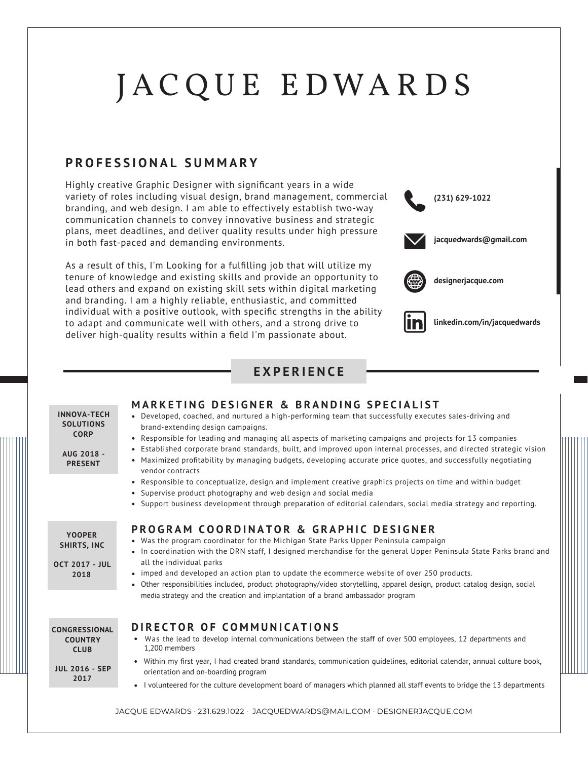# JACQUE EDWARDS

## PROFESSIONAL SUMMARY

Highly creative Graphic Designer with significant years in a wide variety of roles including visual design, brand management, commercial branding, and web design. I am able to effectively establish two-way communication channels to convey innovative business and strategic plans, meet deadlines, and deliver quality results under high pressure in both fast-paced and demanding environments.

As a result of this, I'm Looking for a fulfilling job that will utilize my tenure of knowledge and existing skills and provide an opportunity to lead others and expand on existing skill sets within digital marketing and branding. I am a highly reliable, enthusiastic, and committed individual with a positive outlook, with specific strengths in the ability to adapt and communicate well with others, and a strong drive to deliver high-quality results within a field I'm passionate about.

**(231) 629-1022**

**jacquedwards@gmail.com**

**designerjacque.com**

**linkedin.com/in/jacquedwards**

## EXPERIENCE

### MARKETING DESIGNER & BRANDING SPECIALIST

**INNOVA-TECH SOLUTIONS CORP**

**AUG 2018 - PRESENT**

- Developed, coached, and nurtured a high-performing team that successfully executes sales-driving and brand-extending design campaigns.
- Responsible for leading and managing all aspects of marketing campaigns and projects for 13 companies
- Established corporate brand standards, built, and improved upon internal processes, and directed strategic vision
- Maximized profitability by managing budgets, developing accurate price quotes, and successfully negotiating vendor contracts
- Responsible to conceptualize, design and implement creative graphics projects on time and within budget
- Supervise product photography and web design and social media
- Support business development through preparation of editorial calendars, social media strategy and reporting.

### PROGRAM COORDINATOR & GRAPHIC DESIGNER

**YOOPER SHIRTS, INC**

**OCT 2017 - JUL 2018**

- Was the program coordinator for the Michigan State Parks Upper Peninsula campaign
- In coordination with the DRN staff, I designed merchandise for the general Upper Peninsula State Parks brand and all the individual parks
- imped and developed an action plan to update the ecommerce website of over 250 products.
- Other responsibilities included, product photography/video storytelling, apparel design, product catalog design, social media strategy and the creation and implantation of a brand ambassador program

### DIRECTOR OF COMMUNICATIONS

**CONGRESSIONAL COUNTRY CLUB**

**JUL 2016 - SEP 2017**

- Was the lead to develop internal communications between the staff of over 500 employees, 12 departments and 1,200 members
- Within my first year, I had created brand standards, communication guidelines, editorial calendar, annual culture book, orientation and on-boarding program
- I volunteered for the culture development board of managers which planned all staff events to bridge the 13 departments

JACQUE EDWARDS · 231.629.1022 · JACQUEDWARDS@MAIL.COM · DESIGNERJACQUE.COM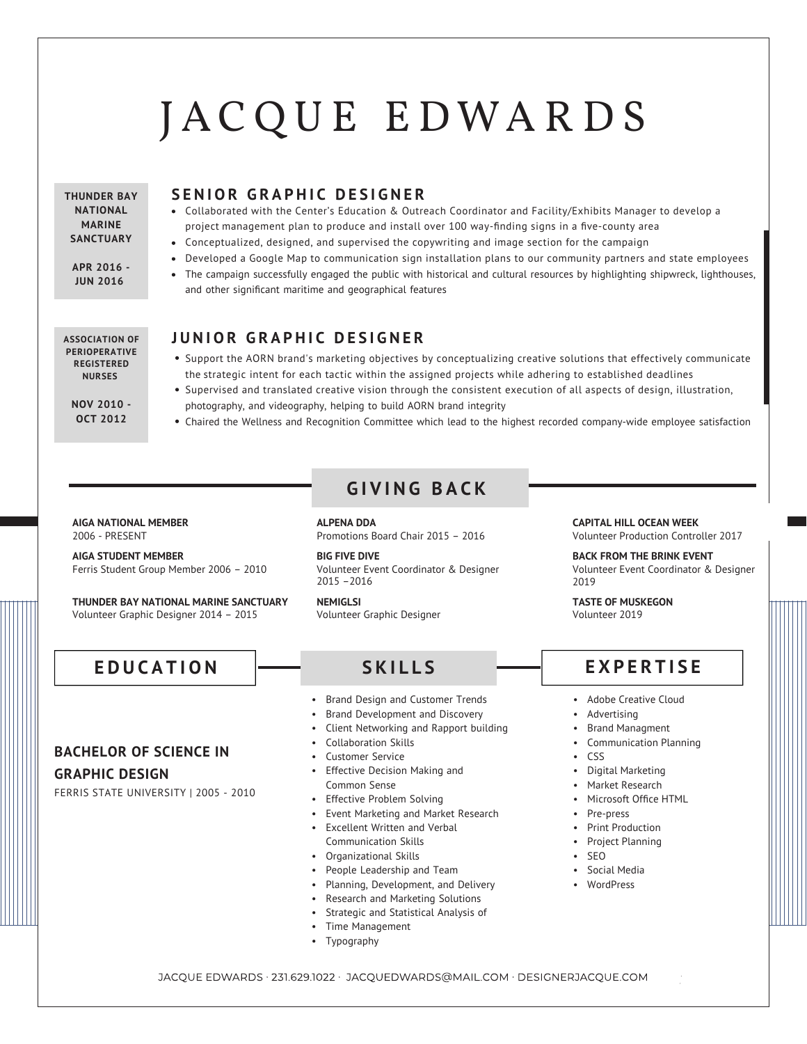# JACQUE EDWARDS

**THUNDER BAY NATIONAL MARINE SANCTUARY**

**APR 2016 - JUN 2016**

## SENIOR GRAPHIC DESIGNER

- Collaborated with the Center's Education & Outreach Coordinator and Facility/Exhibits Manager to develop a project management plan to produce and install over 100 way-finding signs in a five-county area
- Conceptualized, designed, and supervised the copywriting and image section for the campaign
- Developed a Google Map to communication sign installation plans to our community partners and state employees
- The campaign successfully engaged the public with historical and cultural resources by highlighting shipwreck, lighthouses, and other significant maritime and geographical features

**ASSOCIATION OF PERIOPERATIVE REGISTERED NURSES**

**NOV 2010 - OCT 2012**

## JUNIOR GRAPHIC DESIGNER

- Support the AORN brand's marketing objectives by conceptualizing creative solutions that effectively communicate the strategic intent for each tactic within the assigned projects while adhering to established deadlines
- Supervised and translated creative vision through the consistent execution of all aspects of design, illustration, photography, and videography, helping to build AORN brand integrity
- Chaired the Wellness and Recognition Committee which lead to the highest recorded company-wide employee satisfaction

## GIVING BACK

**AIGA NATIONAL MEMBER**
2006 - PRESENT

**AIGA STUDENT MEMBER**
Ferris Student Group Member 2006 – 2010

**THUNDER BAY NATIONAL MARINE SANCTUARY**
Volunteer Graphic Designer 2014 – 2015

**ALPENA DDA**
Promotions Board Chair 2015 – 2016

**BIG FIVE DIVE**
Volunteer Event Coordinator & Designer 2015 –2016

**NEMIGLSI**
Volunteer Graphic Designer

**CAPITAL HILL OCEAN WEEK**
Volunteer Production Controller 2017

**BACK FROM THE BRINK EVENT**
Volunteer Event Coordinator & Designer 2019

**TASTE OF MUSKEGON**
Volunteer 2019

## EDUCATION

**BACHELOR OF SCIENCE IN GRAPHIC DESIGN**

FERRIS STATE UNIVERSITY | 2005 - 2010

## SKILLS

- Brand Design and Customer Trends
- Brand Development and Discovery
- Client Networking and Rapport building
- Collaboration Skills
- Customer Service
- Effective Decision Making and Common Sense
- Effective Problem Solving
- Event Marketing and Market Research
- Excellent Written and Verbal Communication Skills
- Organizational Skills
- People Leadership and Team
- Planning, Development, and Delivery
- Research and Marketing Solutions
- Strategic and Statistical Analysis of
- Time Management
- Typography

## EXPERTISE

- Adobe Creative Cloud
- Advertising
- Brand Managment
- Communication Planning
- CSS
- Digital Marketing
- Market Research
- Microsoft Office HTML
- Pre-press
- Print Production
- Project Planning
- SEO
- Social Media
- WordPress

JACQUE EDWARDS · 231.629.1022 · JACQUEDWARDS@MAIL.COM · DESIGNERJACQUE.COM